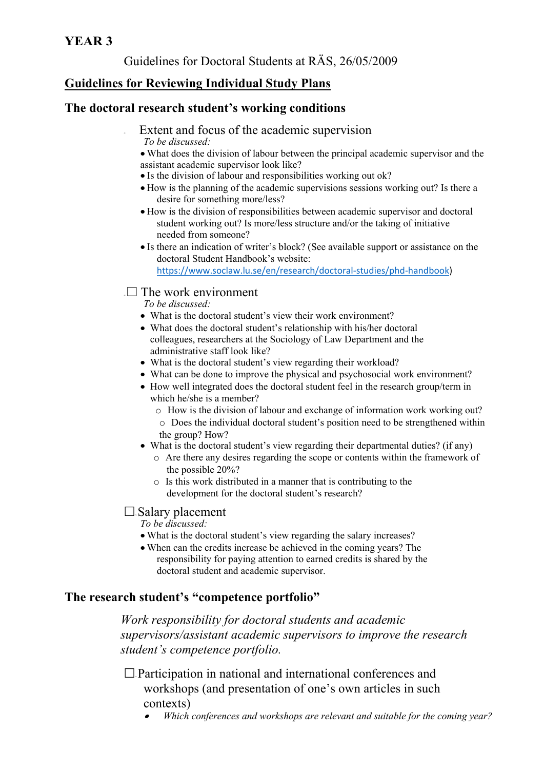**YEAR 3**

Guidelines for Doctoral Students at RÄS, 26/05/2009

## Guidelines for Reviewing Individual Study Plans

## The doctoral research student's working conditions

- Extent and focus of the academic supervision

  *To be discussed:*

  - What does the division of labour between the principal academic supervisor and the assistant academic supervisor look like?
  - Is the division of labour and responsibilities working out ok?
  - How is the planning of the academic supervisions sessions working out? Is there a desire for something more/less?
  - How is the division of responsibilities between academic supervisor and doctoral student working out? Is more/less structure and/or the taking of initiative needed from someone?
  - Is there an indication of writer's block? (See available support or assistance on the doctoral Student Handbook's website: https://www.soclaw.lu.se/en/research/doctoral-studies/phd-handbook)

- ☐ The work environment

  *To be discussed:*

  - What is the doctoral student's view their work environment?
  - What does the doctoral student's relationship with his/her doctoral colleagues, researchers at the Sociology of Law Department and the administrative staff look like?
  - What is the doctoral student's view regarding their workload?
  - What can be done to improve the physical and psychosocial work environment?
  - How well integrated does the doctoral student feel in the research group/term in which he/she is a member?
    - How is the division of labour and exchange of information work working out?
    - Does the individual doctoral student's position need to be strengthened within the group? How?
  - What is the doctoral student's view regarding their departmental duties? (if any)
    - Are there any desires regarding the scope or contents within the framework of the possible 20%?
    - Is this work distributed in a manner that is contributing to the development for the doctoral student's research?

- ☐ Salary placement

  *To be discussed:*

  - What is the doctoral student's view regarding the salary increases?
  - When can the credits increase be achieved in the coming years? The responsibility for paying attention to earned credits is shared by the doctoral student and academic supervisor.

## The research student's "competence portfolio"

*Work responsibility for doctoral students and academic supervisors/assistant academic supervisors to improve the research student's competence portfolio.*

- ☐ Participation in national and international conferences and workshops (and presentation of one's own articles in such contexts)
  - *Which conferences and workshops are relevant and suitable for the coming year?*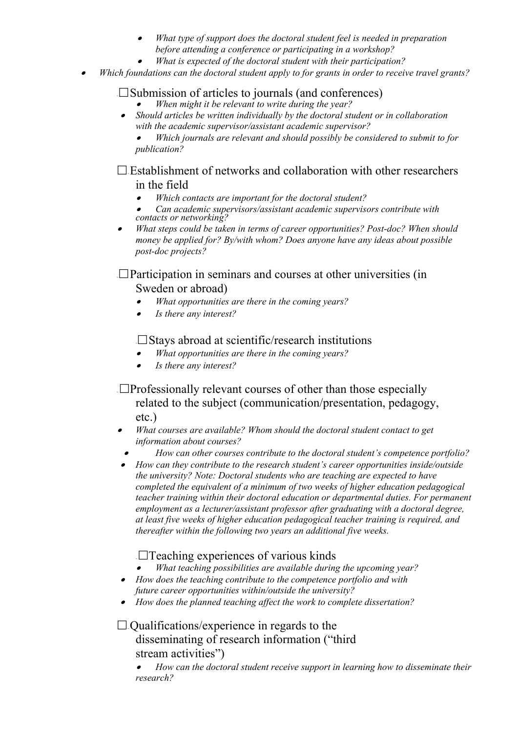- *What type of support does the doctoral student feel is needed in preparation before attending a conference or participating in a workshop?*
- *What is expected of the doctoral student with their participation?*
- *Which foundations can the doctoral student apply to for grants in order to receive travel grants?*

☐ Submission of articles to journals (and conferences)

- *When might it be relevant to write during the year?*
- *Should articles be written individually by the doctoral student or in collaboration with the academic supervisor/assistant academic supervisor?*
- *Which journals are relevant and should possibly be considered to submit to for publication?*

☐ Establishment of networks and collaboration with other researchers in the field

- *Which contacts are important for the doctoral student?*
- *Can academic supervisors/assistant academic supervisors contribute with contacts or networking?*
- *What steps could be taken in terms of career opportunities? Post-doc? When should money be applied for? By/with whom? Does anyone have any ideas about possible post-doc projects?*

☐ Participation in seminars and courses at other universities (in Sweden or abroad)

- *What opportunities are there in the coming years?*
- *Is there any interest?*

☐ Stays abroad at scientific/research institutions

- *What opportunities are there in the coming years?*
- *Is there any interest?*

☐ Professionally relevant courses of other than those especially related to the subject (communication/presentation, pedagogy, etc.)

- *What courses are available? Whom should the doctoral student contact to get information about courses?*
- *How can other courses contribute to the doctoral student's competence portfolio?*
- *How can they contribute to the research student's career opportunities inside/outside the university? Note: Doctoral students who are teaching are expected to have completed the equivalent of a minimum of two weeks of higher education pedagogical teacher training within their doctoral education or departmental duties. For permanent employment as a lecturer/assistant professor after graduating with a doctoral degree, at least five weeks of higher education pedagogical teacher training is required, and thereafter within the following two years an additional five weeks.*

☐ Teaching experiences of various kinds

- *What teaching possibilities are available during the upcoming year?*
- *How does the teaching contribute to the competence portfolio and with future career opportunities within/outside the university?*
- *How does the planned teaching affect the work to complete dissertation?*

☐ Qualifications/experience in regards to the disseminating of research information ("third stream activities")

- *How can the doctoral student receive support in learning how to disseminate their research?*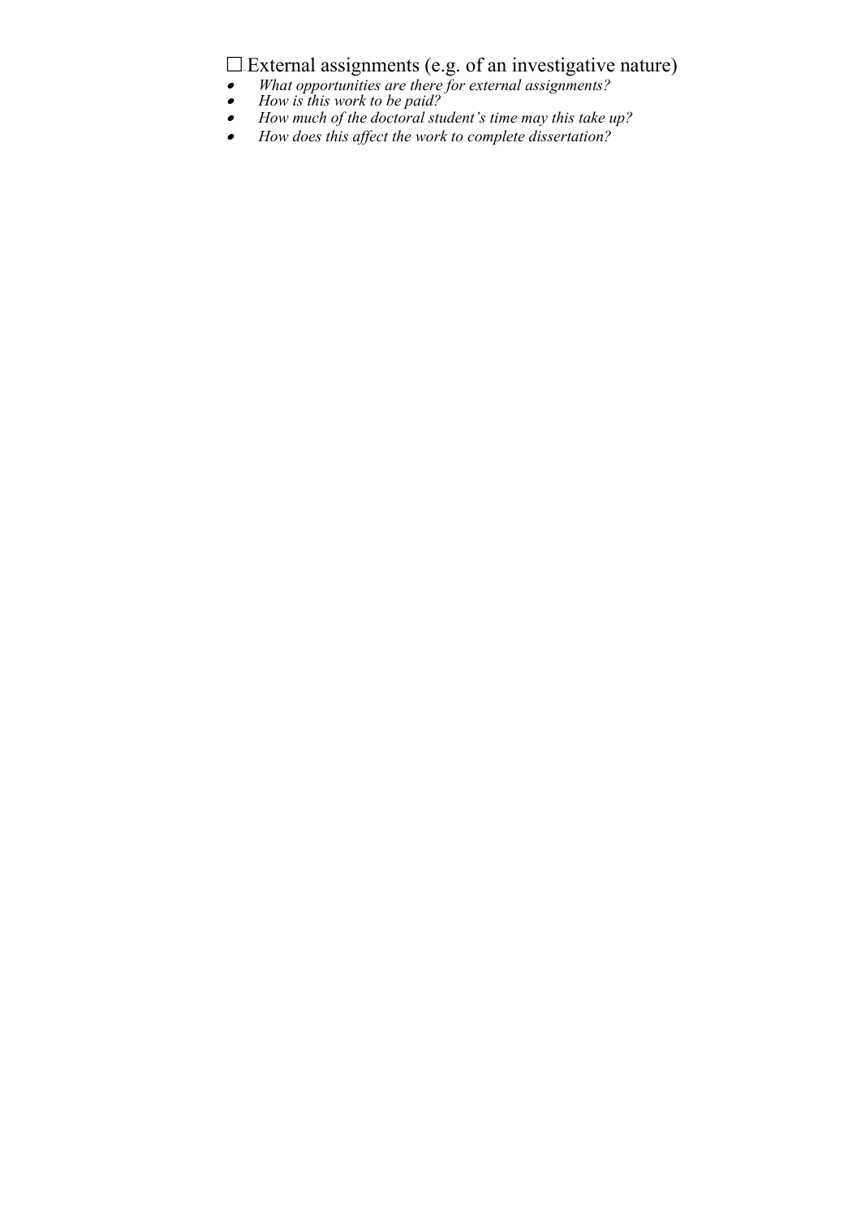☐ External assignments (e.g. of an investigative nature)

- *What opportunities are there for external assignments?*
- *How is this work to be paid?*
- *How much of the doctoral student's time may this take up?*
- *How does this affect the work to complete dissertation?*